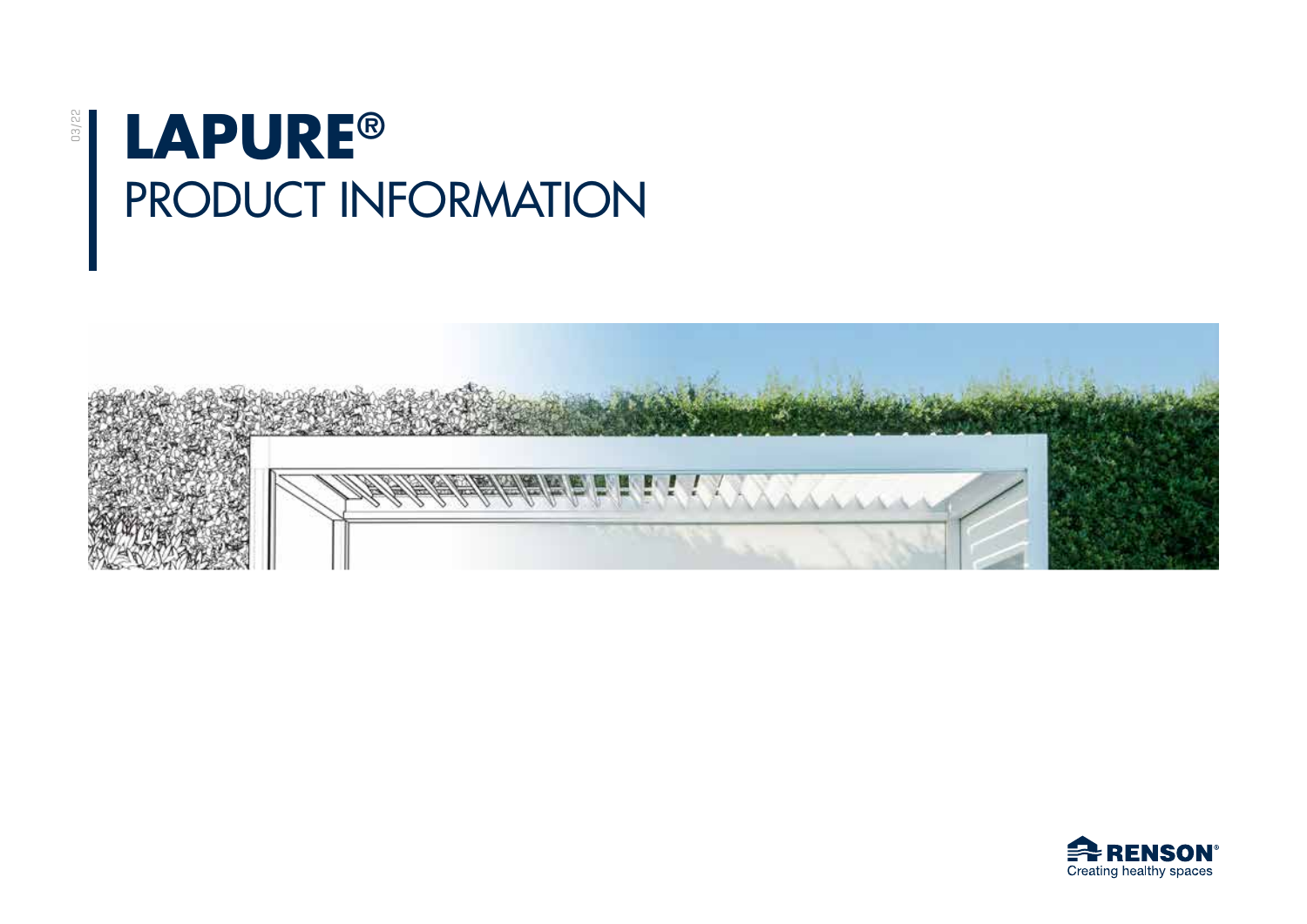03/22

# LAPURE®

# PRODUCT INFORMATION

RENSON®
Creating healthy spaces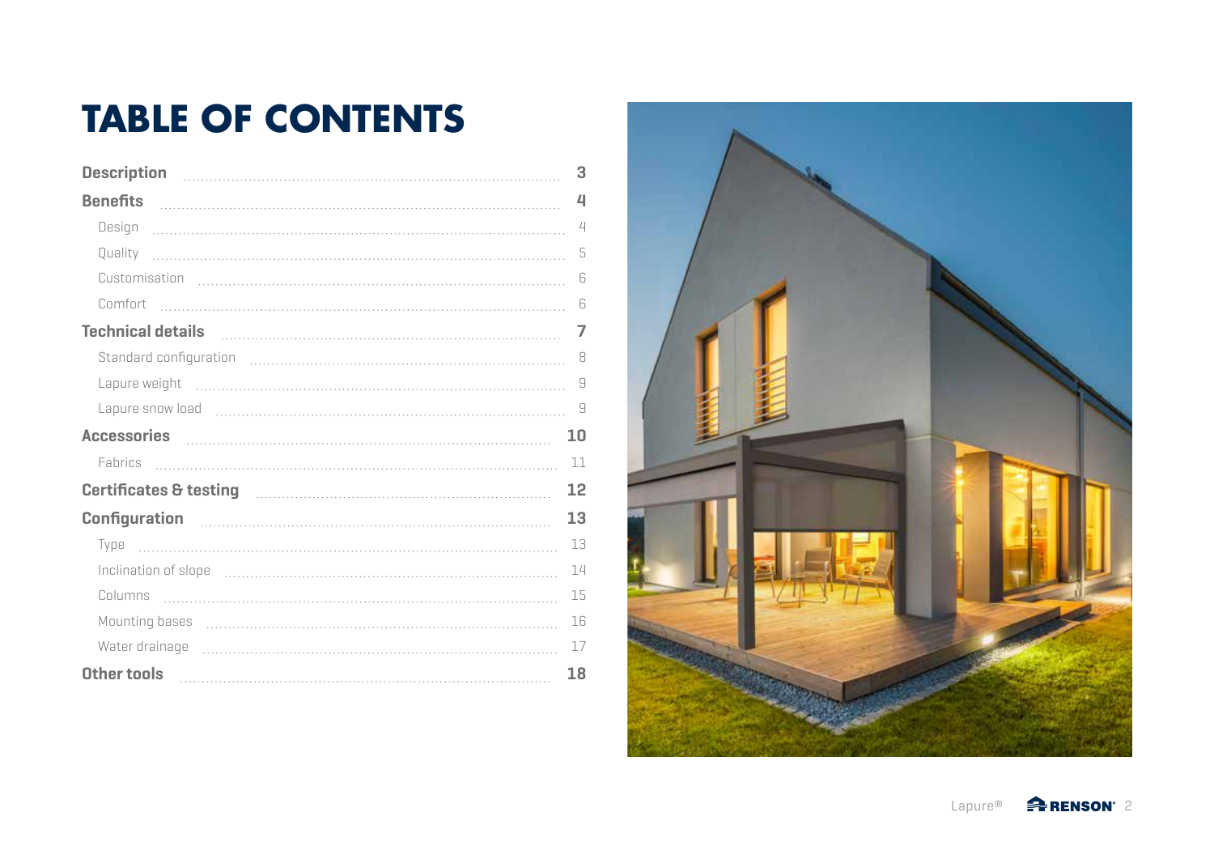# TABLE OF CONTENTS

| Section | Page |
|---|---|
| **Description** | **3** |
| **Benefits** | **4** |
| Design | 4 |
| Quality | 5 |
| Customisation | 6 |
| Comfort | 6 |
| **Technical details** | **7** |
| Standard configuration | 8 |
| Lapure weight | 9 |
| Lapure snow load | 9 |
| **Accessories** | **10** |
| Fabrics | 11 |
| **Certificates & testing** | **12** |
| **Configuration** | **13** |
| Type | 13 |
| Inclination of slope | 14 |
| Columns | 15 |
| Mounting bases | 16 |
| Water drainage | 17 |
| **Other tools** | **18** |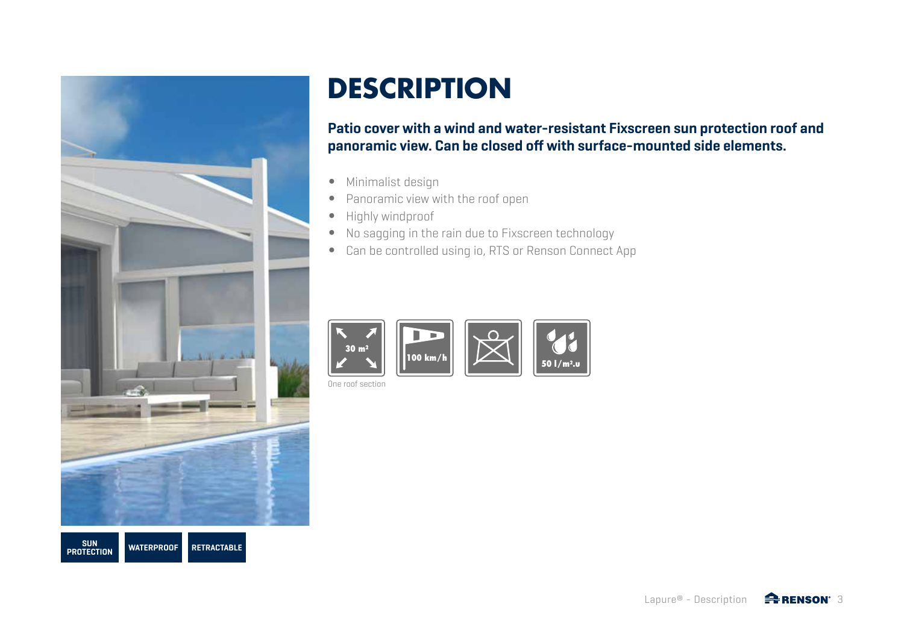# DESCRIPTION

**Patio cover with a wind and water-resistant Fixscreen sun protection roof and panoramic view. Can be closed off with surface-mounted side elements.**

- Minimalist design
- Panoramic view with the roof open
- Highly windproof
- No sagging in the rain due to Fixscreen technology
- Can be controlled using io, RTS or Renson Connect App

30 m²

One roof section

100 km/h

50 l/m².u

SUN PROTECTION

WATERPROOF

RETRACTABLE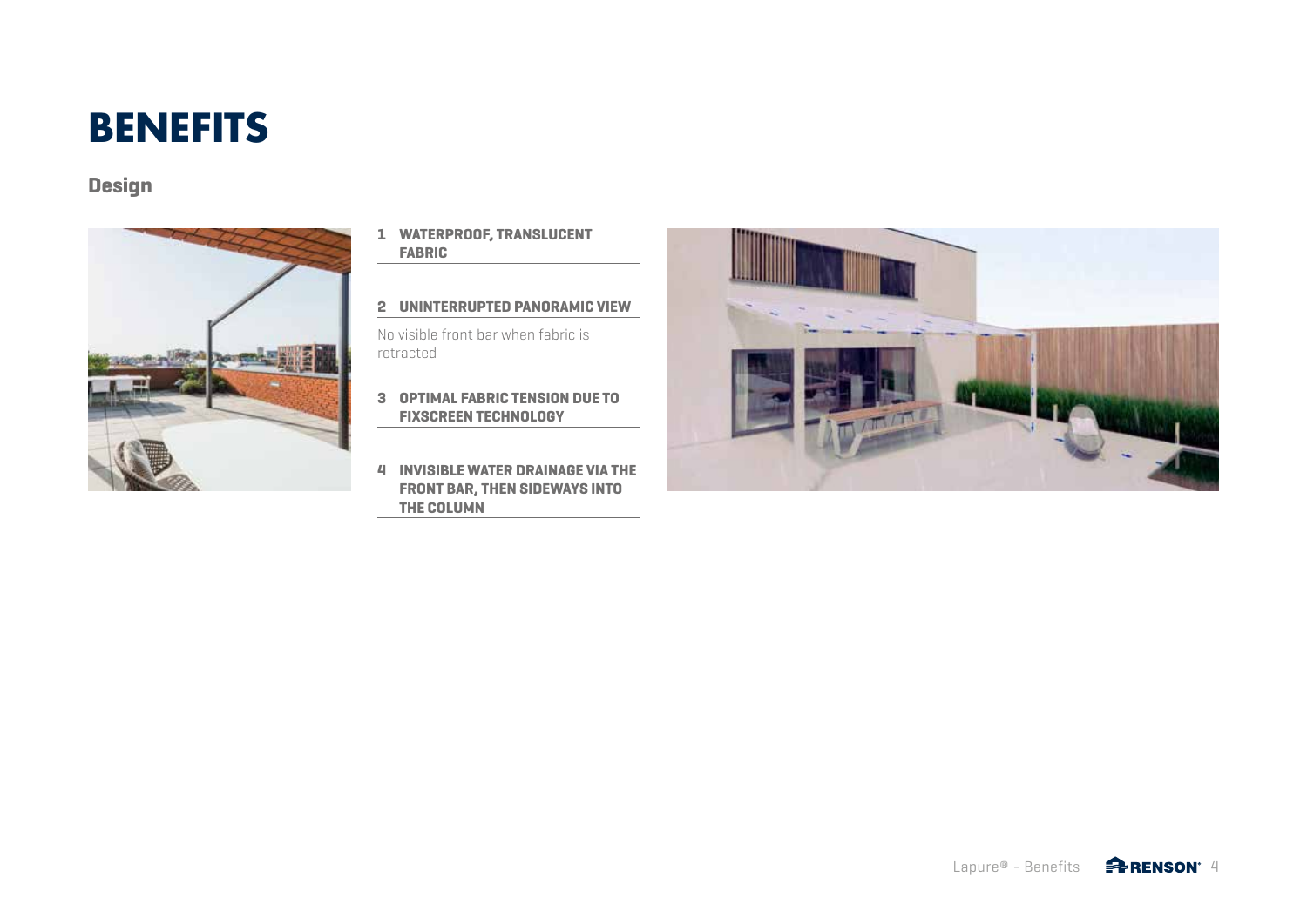# BENEFITS

## Design

1. **WATERPROOF, TRANSLUCENT FABRIC**

2. **UNINTERRUPTED PANORAMIC VIEW**

   No visible front bar when fabric is retracted

3. **OPTIMAL FABRIC TENSION DUE TO FIXSCREEN TECHNOLOGY**

4. **INVISIBLE WATER DRAINAGE VIA THE FRONT BAR, THEN SIDEWAYS INTO THE COLUMN**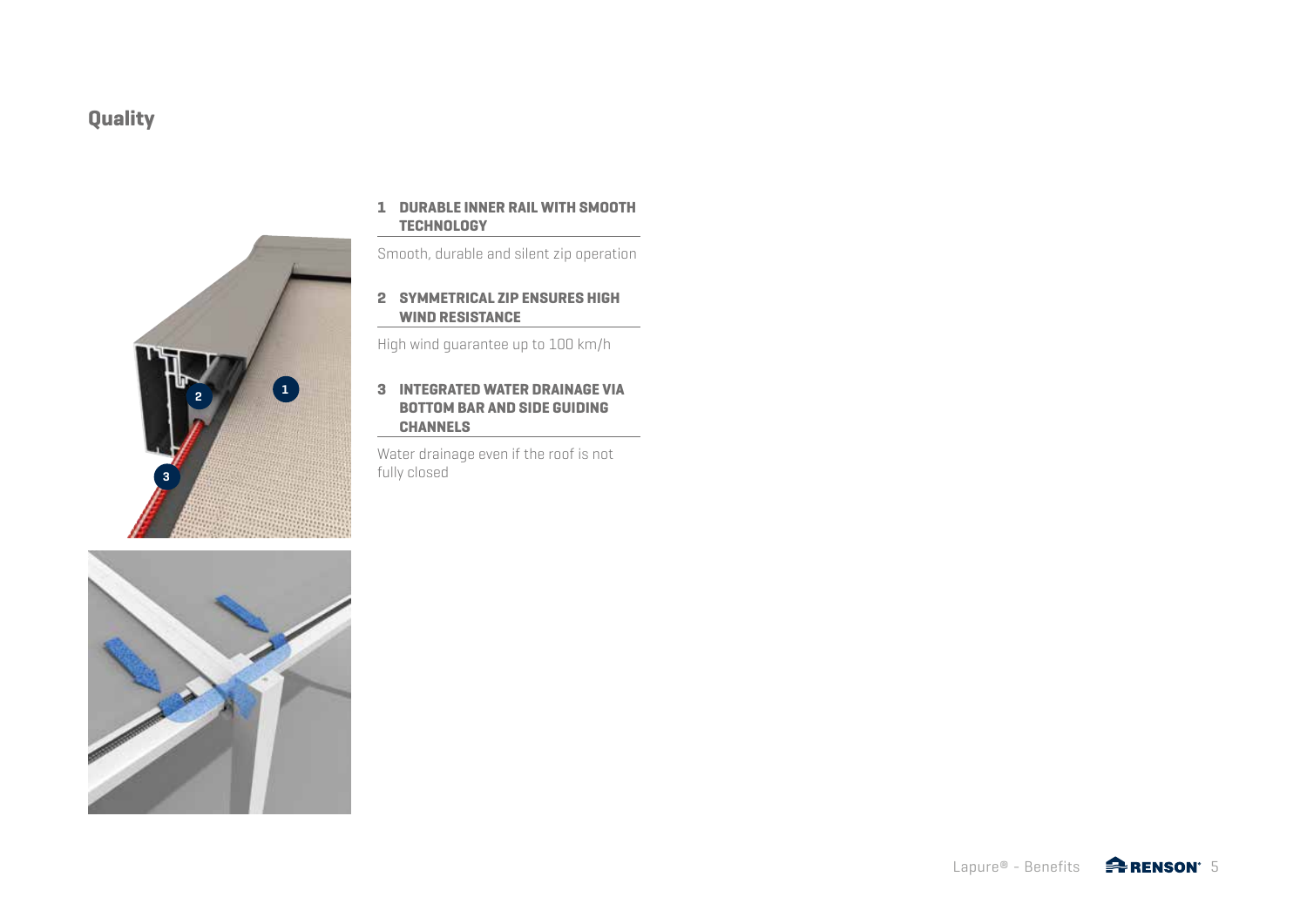## Quality

### 1 DURABLE INNER RAIL WITH SMOOTH TECHNOLOGY

Smooth, durable and silent zip operation

### 2 SYMMETRICAL ZIP ENSURES HIGH WIND RESISTANCE

High wind guarantee up to 100 km/h

### 3 INTEGRATED WATER DRAINAGE VIA BOTTOM BAR AND SIDE GUIDING CHANNELS

Water drainage even if the roof is not fully closed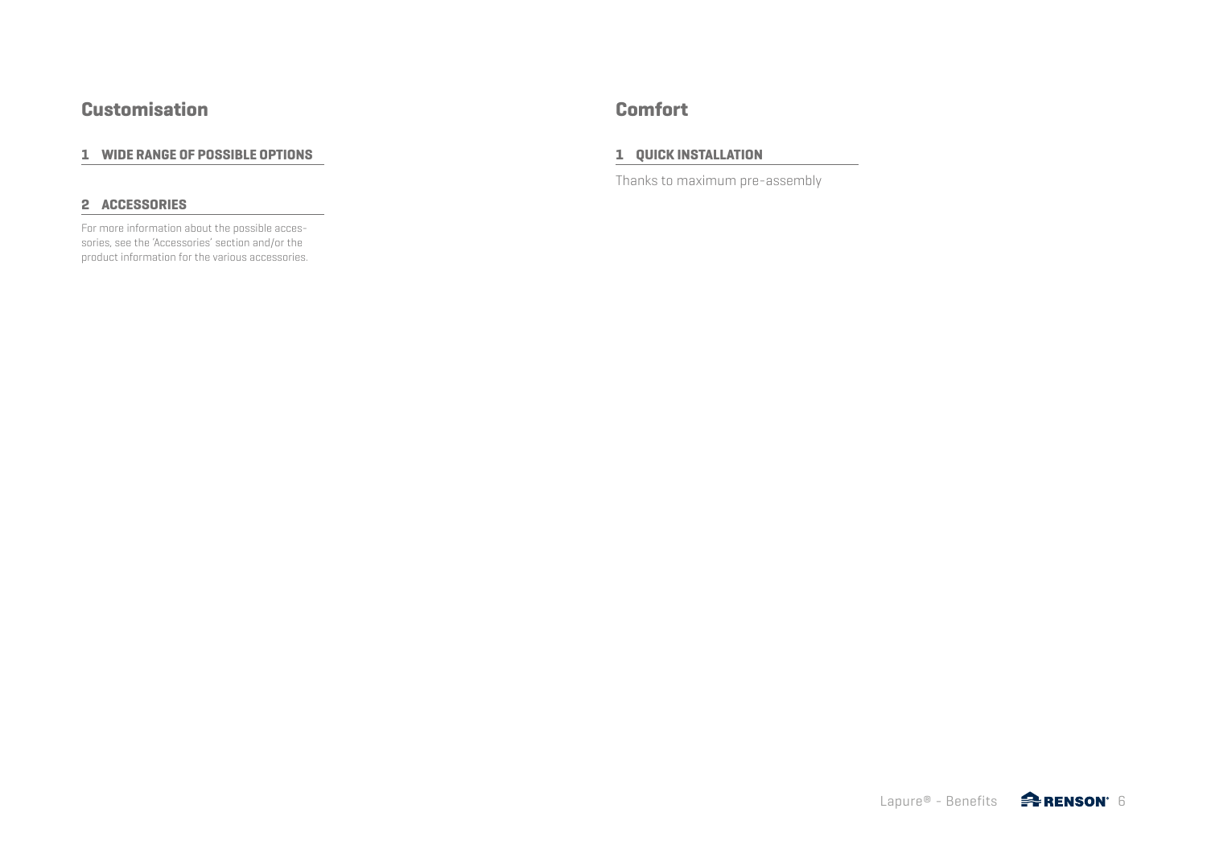## Customisation

### 1 WIDE RANGE OF POSSIBLE OPTIONS

### 2 ACCESSORIES

For more information about the possible accessories, see the 'Accessories' section and/or the product information for the various accessories.

## Comfort

### 1 QUICK INSTALLATION

Thanks to maximum pre-assembly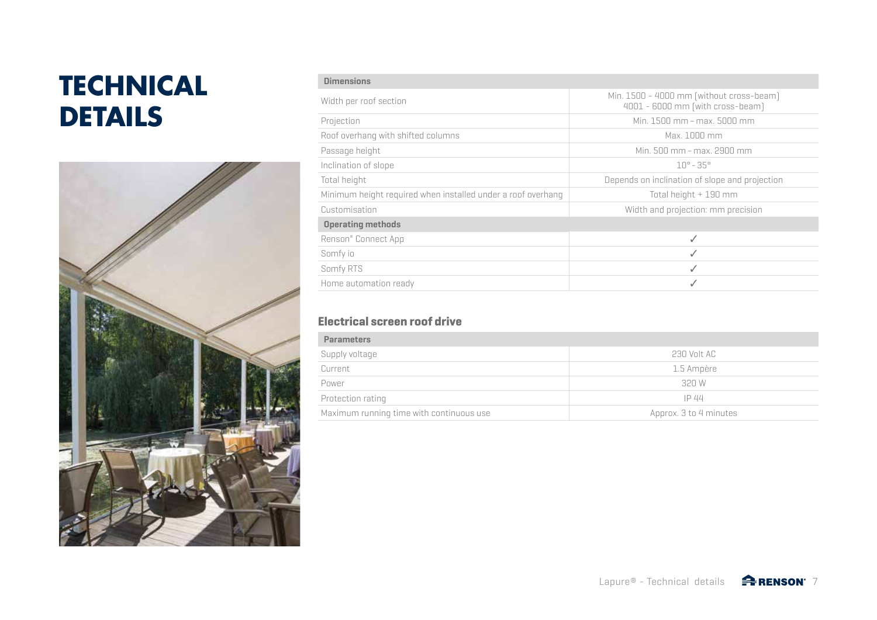# TECHNICAL DETAILS

| Dimensions | |
|---|---|
| Width per roof section | Min. 1500 - 4000 mm (without cross-beam)<br>4001 - 6000 mm (with cross-beam) |
| Projection | Min. 1500 mm – max. 5000 mm |
| Roof overhang with shifted columns | Max. 1000 mm |
| Passage height | Min. 500 mm – max. 2900 mm |
| Inclination of slope | 10° - 35° |
| Total height | Depends on inclination of slope and projection |
| Minimum height required when installed under a roof overhang | Total height + 190 mm |
| Customisation | Width and projection: mm precision |
| **Operating methods** | |
| Renson® Connect App | ✓ |
| Somfy io | ✓ |
| Somfy RTS | ✓ |
| Home automation ready | ✓ |

### Electrical screen roof drive

| Parameters | |
|---|---|
| Supply voltage | 230 Volt AC |
| Current | 1.5 Ampère |
| Power | 320 W |
| Protection rating | IP 44 |
| Maximum running time with continuous use | Approx. 3 to 4 minutes |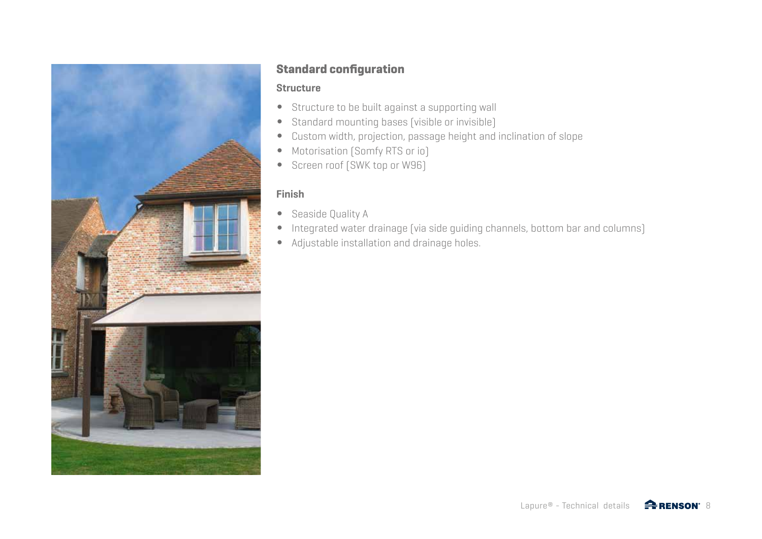## Standard configuration

### Structure

- Structure to be built against a supporting wall
- Standard mounting bases (visible or invisible)
- Custom width, projection, passage height and inclination of slope
- Motorisation (Somfy RTS or io)
- Screen roof (SWK top or W96)

### Finish

- Seaside Quality A
- Integrated water drainage (via side guiding channels, bottom bar and columns)
- Adjustable installation and drainage holes.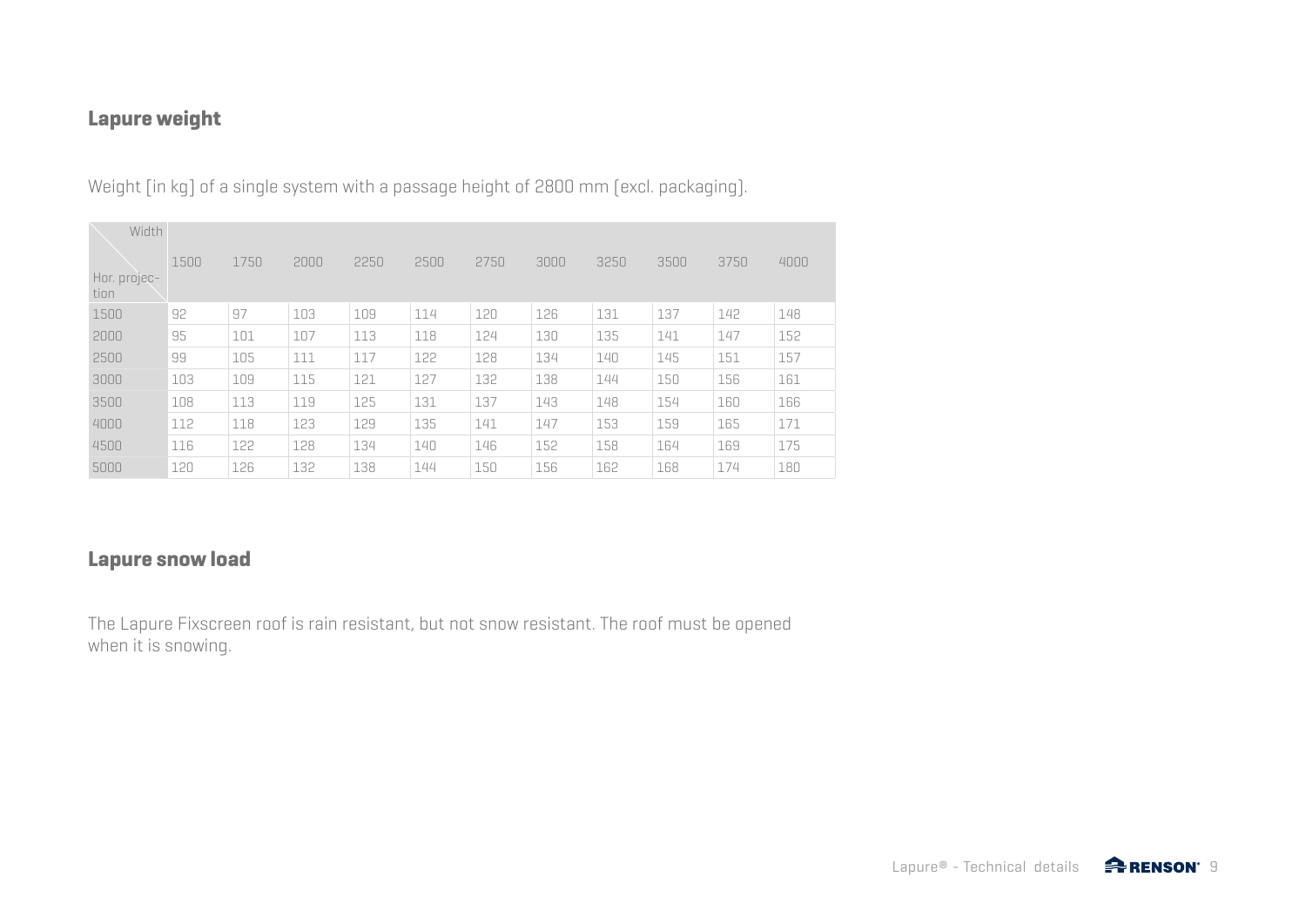## Lapure weight

Weight [in kg] of a single system with a passage height of 2800 mm (excl. packaging).

| Width / Hor. projection | 1500 | 1750 | 2000 | 2250 | 2500 | 2750 | 3000 | 3250 | 3500 | 3750 | 4000 |
|---|---|---|---|---|---|---|---|---|---|---|---|
| 1500 | 92 | 97 | 103 | 109 | 114 | 120 | 126 | 131 | 137 | 142 | 148 |
| 2000 | 95 | 101 | 107 | 113 | 118 | 124 | 130 | 135 | 141 | 147 | 152 |
| 2500 | 99 | 105 | 111 | 117 | 122 | 128 | 134 | 140 | 145 | 151 | 157 |
| 3000 | 103 | 109 | 115 | 121 | 127 | 132 | 138 | 144 | 150 | 156 | 161 |
| 3500 | 108 | 113 | 119 | 125 | 131 | 137 | 143 | 148 | 154 | 160 | 166 |
| 4000 | 112 | 118 | 123 | 129 | 135 | 141 | 147 | 153 | 159 | 165 | 171 |
| 4500 | 116 | 122 | 128 | 134 | 140 | 146 | 152 | 158 | 164 | 169 | 175 |
| 5000 | 120 | 126 | 132 | 138 | 144 | 150 | 156 | 162 | 168 | 174 | 180 |

## Lapure snow load

The Lapure Fixscreen roof is rain resistant, but not snow resistant. The roof must be opened when it is snowing.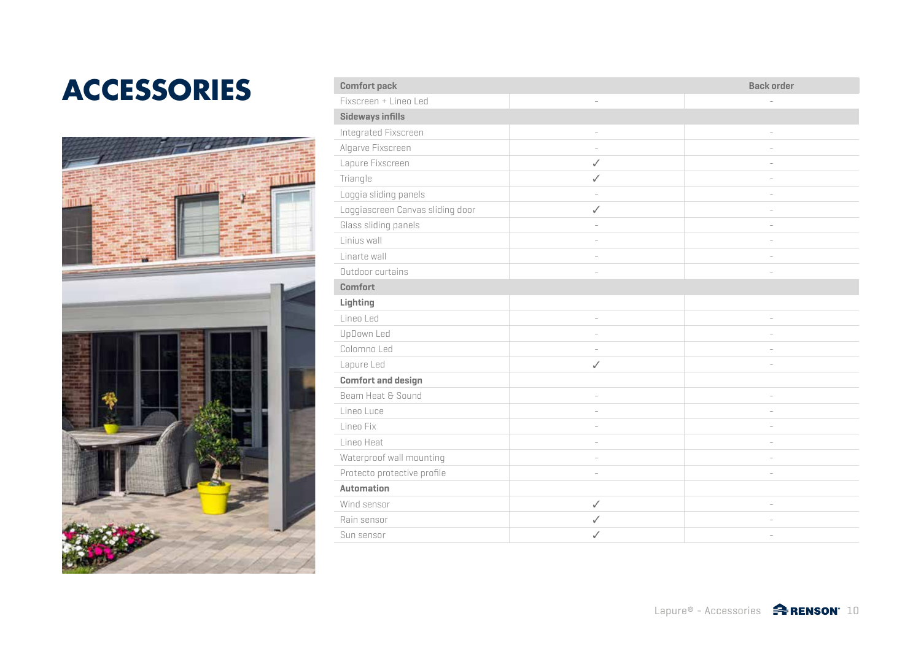# ACCESSORIES

| Comfort pack | | Back order |
|---|---|---|
| Fixscreen + Lineo Led | - | - |
| **Sideways infills** | | |
| Integrated Fixscreen | - | - |
| Algarve Fixscreen | - | - |
| Lapure Fixscreen | ✓ | - |
| Triangle | ✓ | - |
| Loggia sliding panels | - | - |
| Loggiascreen Canvas sliding door | ✓ | - |
| Glass sliding panels | - | - |
| Linius wall | - | - |
| Linarte wall | - | - |
| Outdoor curtains | - | - |
| **Comfort** | | |
| **Lighting** | | |
| Lineo Led | - | - |
| UpDown Led | - | - |
| Colomno Led | - | - |
| Lapure Led | ✓ | - |
| **Comfort and design** | | |
| Beam Heat & Sound | - | - |
| Lineo Luce | - | - |
| Lineo Fix | - | - |
| Lineo Heat | - | - |
| Waterproof wall mounting | - | - |
| Protecto protective profile | - | - |
| **Automation** | | |
| Wind sensor | ✓ | - |
| Rain sensor | ✓ | - |
| Sun sensor | ✓ | - |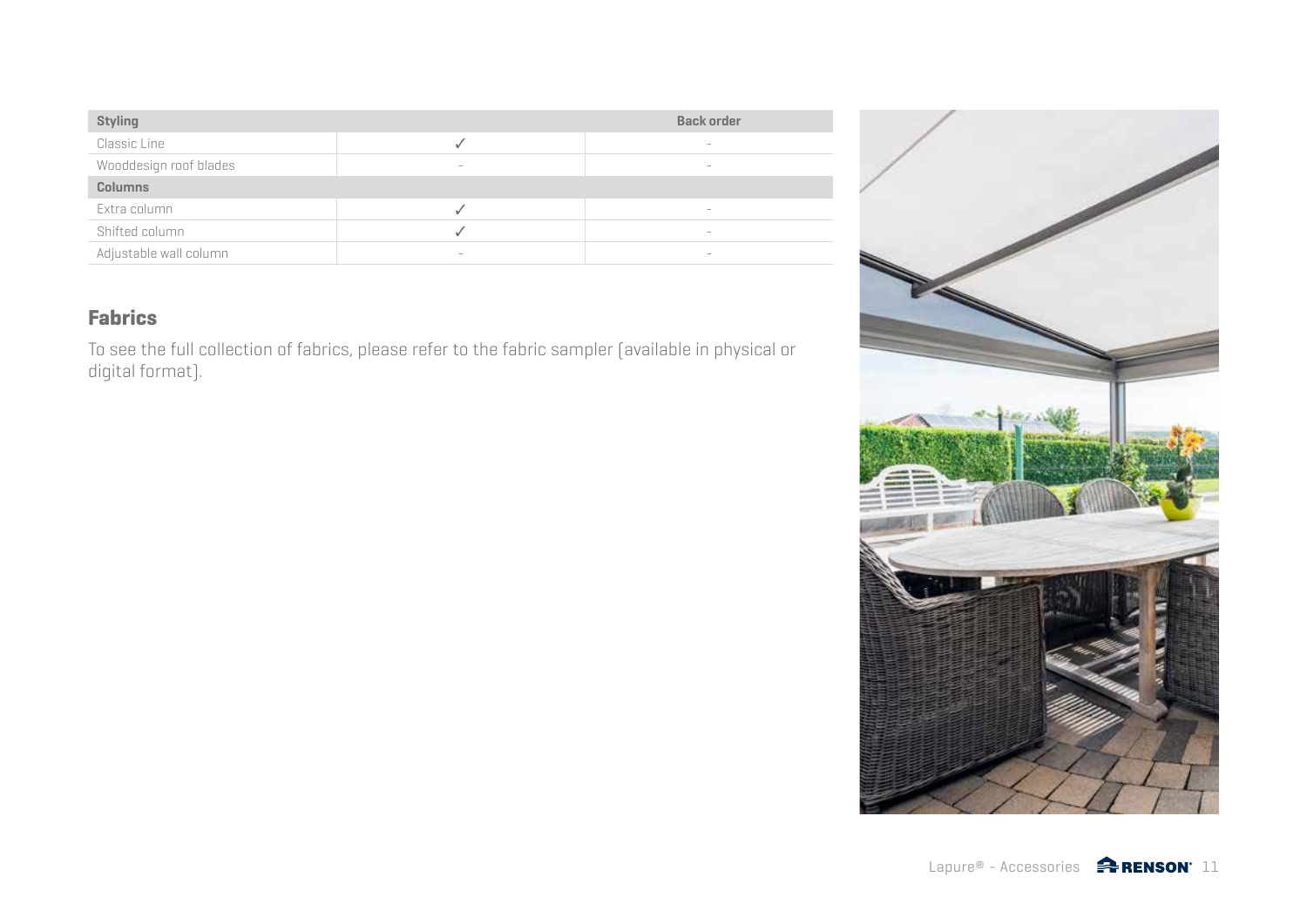| Styling | | Back order |
|---|---|---|
| Classic Line | ✓ | - |
| Wooddesign roof blades | - | - |
| **Columns** | | |
| Extra column | ✓ | - |
| Shifted column | ✓ | - |
| Adjustable wall column | - | - |

## Fabrics

To see the full collection of fabrics, please refer to the fabric sampler (available in physical or digital format).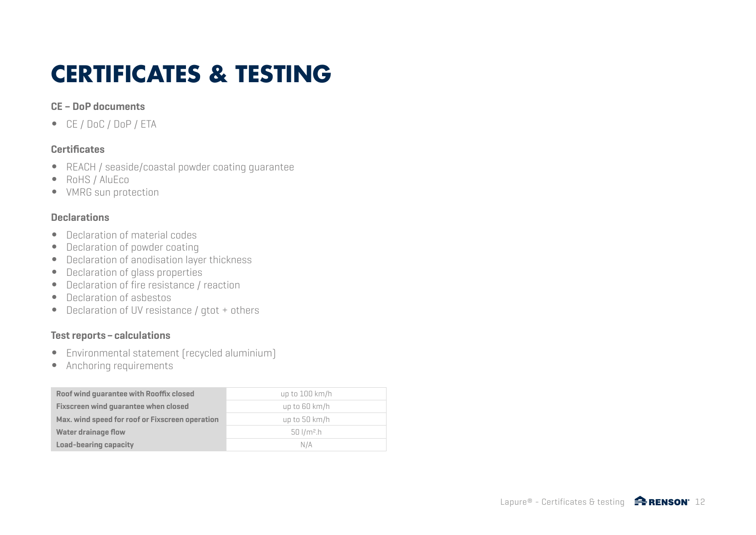# CERTIFICATES & TESTING

### CE – DoP documents

- CE / DoC / DoP / ETA

### Certificates

- REACH / seaside/coastal powder coating guarantee
- RoHS / AluEco
- VMRG sun protection

### Declarations

- Declaration of material codes
- Declaration of powder coating
- Declaration of anodisation layer thickness
- Declaration of glass properties
- Declaration of fire resistance / reaction
- Declaration of asbestos
- Declaration of UV resistance / gtot + others

### Test reports – calculations

- Environmental statement (recycled aluminium)
- Anchoring requirements

| | |
|---|---|
| **Roof wind guarantee with Rooffix closed** | up to 100 km/h |
| **Fixscreen wind guarantee when closed** | up to 60 km/h |
| **Max. wind speed for roof or Fixscreen operation** | up to 50 km/h |
| **Water drainage flow** | 50 l/m².h |
| **Load-bearing capacity** | N/A |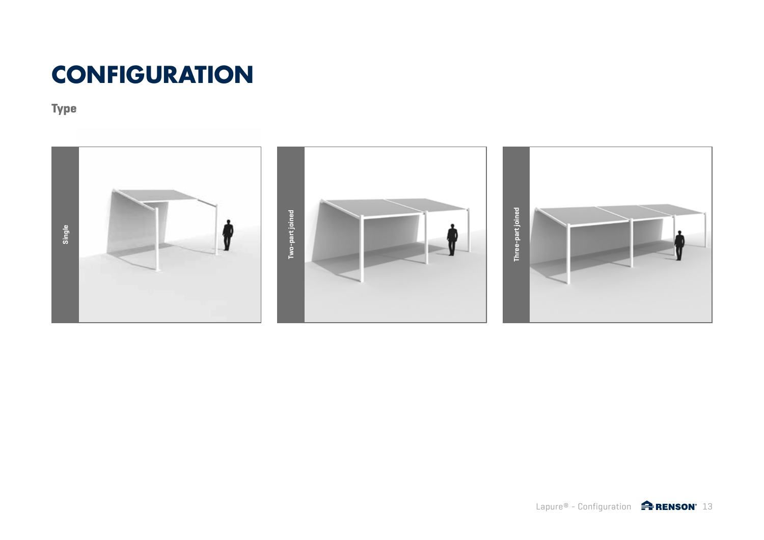# CONFIGURATION

## Type

Single

Two-part joined

Three-part joined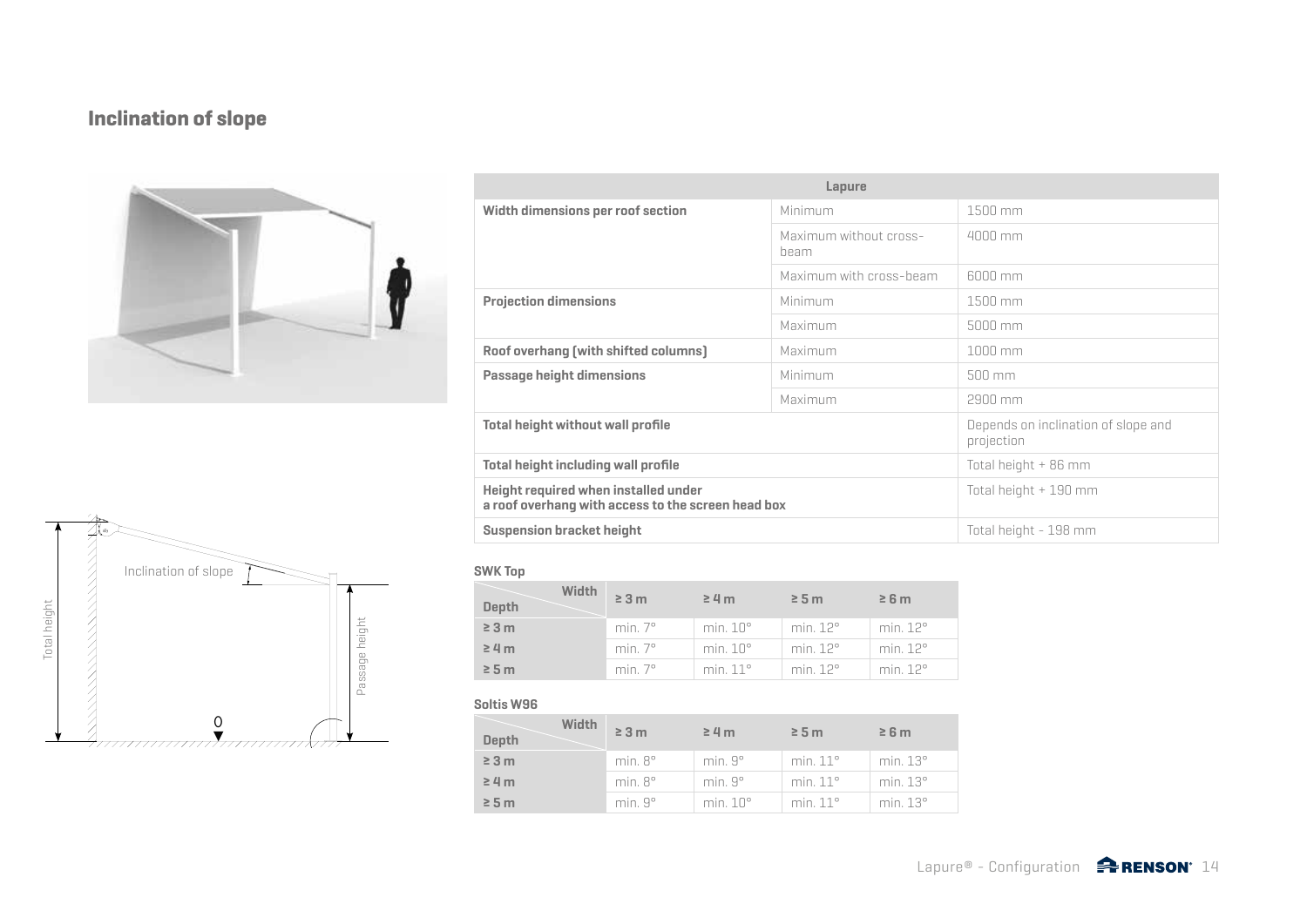## Inclination of slope

| Lapure | | |
|---|---|---|
| **Width dimensions per roof section** | Minimum | 1500 mm |
| | Maximum without cross-beam | 4000 mm |
| | Maximum with cross-beam | 6000 mm |
| **Projection dimensions** | Minimum | 1500 mm |
| | Maximum | 5000 mm |
| **Roof overhang (with shifted columns)** | Maximum | 1000 mm |
| **Passage height dimensions** | Minimum | 500 mm |
| | Maximum | 2900 mm |
| **Total height without wall profile** | | Depends on inclination of slope and projection |
| **Total height including wall profile** | | Total height + 86 mm |
| **Height required when installed under a roof overhang with access to the screen head box** | | Total height + 190 mm |
| **Suspension bracket height** | | Total height - 198 mm |

**SWK Top**

| Depth \ Width | ≥ 3 m | ≥ 4 m | ≥ 5 m | ≥ 6 m |
|---|---|---|---|---|
| **≥ 3 m** | min. 7° | min. 10° | min. 12° | min. 12° |
| **≥ 4 m** | min. 7° | min. 10° | min. 12° | min. 12° |
| **≥ 5 m** | min. 7° | min. 11° | min. 12° | min. 12° |

**Soltis W96**

| Depth \ Width | ≥ 3 m | ≥ 4 m | ≥ 5 m | ≥ 6 m |
|---|---|---|---|---|
| **≥ 3 m** | min. 8° | min. 9° | min. 11° | min. 13° |
| **≥ 4 m** | min. 8° | min. 9° | min. 11° | min. 13° |
| **≥ 5 m** | min. 9° | min. 10° | min. 11° | min. 13° |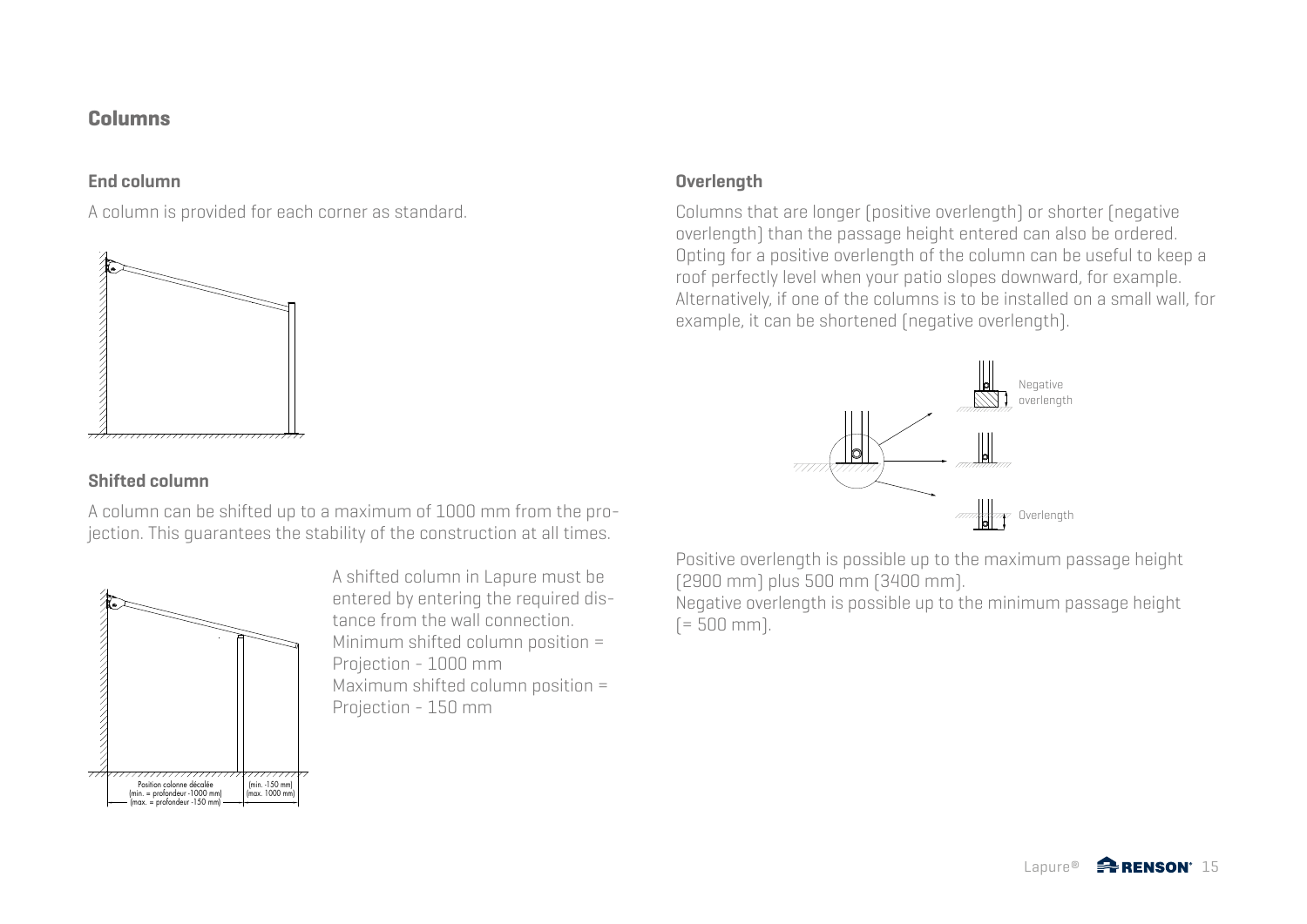## Columns

### End column

A column is provided for each corner as standard.

### Shifted column

A column can be shifted up to a maximum of 1000 mm from the projection. This guarantees the stability of the construction at all times.

A shifted column in Lapure must be entered by entering the required distance from the wall connection.
Minimum shifted column position = Projection - 1000 mm
Maximum shifted column position = Projection - 150 mm

### Overlength

Columns that are longer (positive overlength) or shorter (negative overlength) than the passage height entered can also be ordered. Opting for a positive overlength of the column can be useful to keep a roof perfectly level when your patio slopes downward, for example. Alternatively, if one of the columns is to be installed on a small wall, for example, it can be shortened (negative overlength).

Positive overlength is possible up to the maximum passage height (2900 mm) plus 500 mm (3400 mm).
Negative overlength is possible up to the minimum passage height (= 500 mm).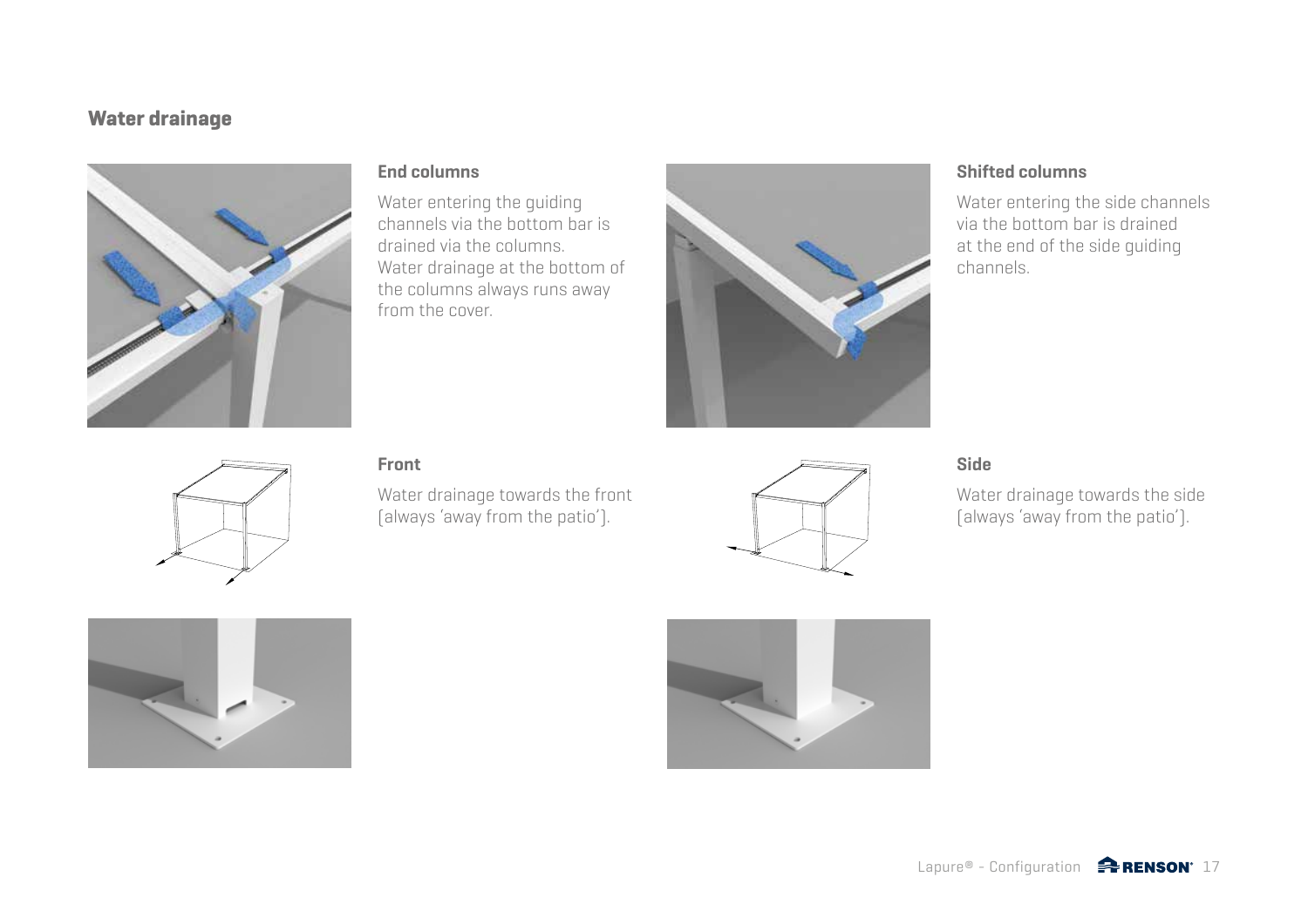## Water drainage

### End columns

Water entering the guiding channels via the bottom bar is drained via the columns.
Water drainage at the bottom of the columns always runs away from the cover.

### Shifted columns

Water entering the side channels via the bottom bar is drained at the end of the side guiding channels.

### Front

Water drainage towards the front (always 'away from the patio').

### Side

Water drainage towards the side (always 'away from the patio').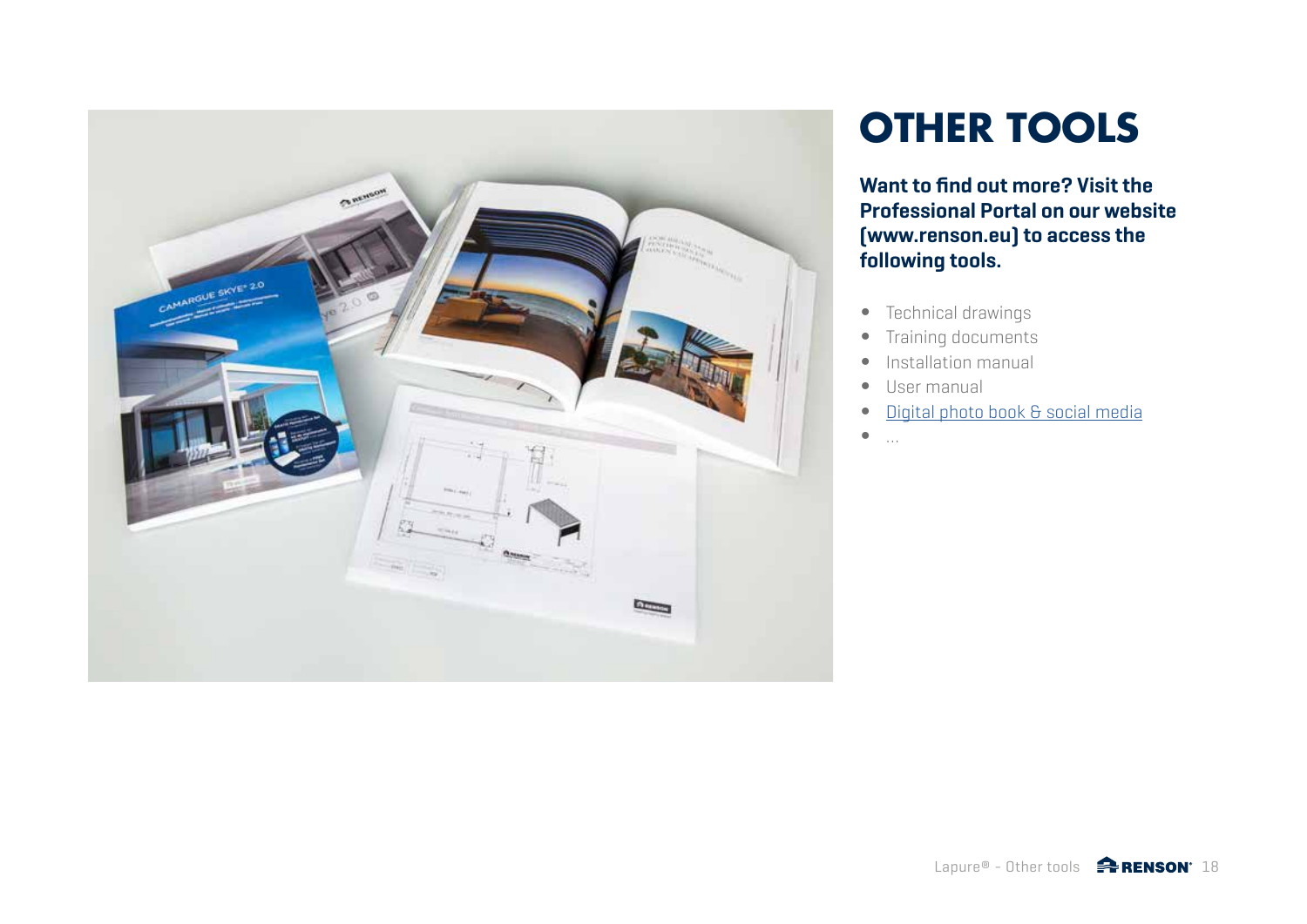# OTHER TOOLS

**Want to find out more? Visit the Professional Portal on our website (www.renson.eu) to access the following tools.**

- Technical drawings
- Training documents
- Installation manual
- User manual
- Digital photo book & social media
- ...